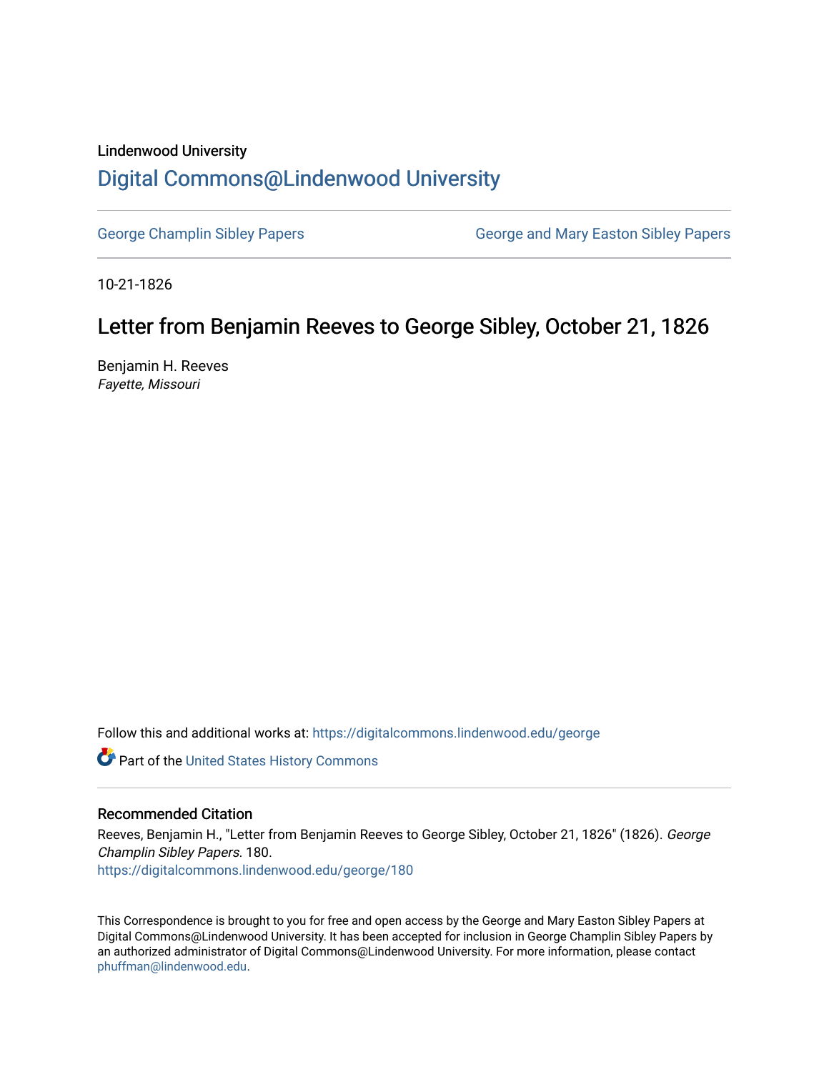Lindenwood University

# Digital Commons@Lindenwood University

George Champlin Sibley Papers

George and Mary Easton Sibley Papers

10-21-1826

## Letter from Benjamin Reeves to George Sibley, October 21, 1826

Benjamin H. Reeves

*Fayette, Missouri*

Follow this and additional works at: https://digitalcommons.lindenwood.edu/george

Part of the United States History Commons

### Recommended Citation

Reeves, Benjamin H., "Letter from Benjamin Reeves to George Sibley, October 21, 1826" (1826). *George Champlin Sibley Papers*. 180.
https://digitalcommons.lindenwood.edu/george/180

This Correspondence is brought to you for free and open access by the George and Mary Easton Sibley Papers at Digital Commons@Lindenwood University. It has been accepted for inclusion in George Champlin Sibley Papers by an authorized administrator of Digital Commons@Lindenwood University. For more information, please contact phuffman@lindenwood.edu.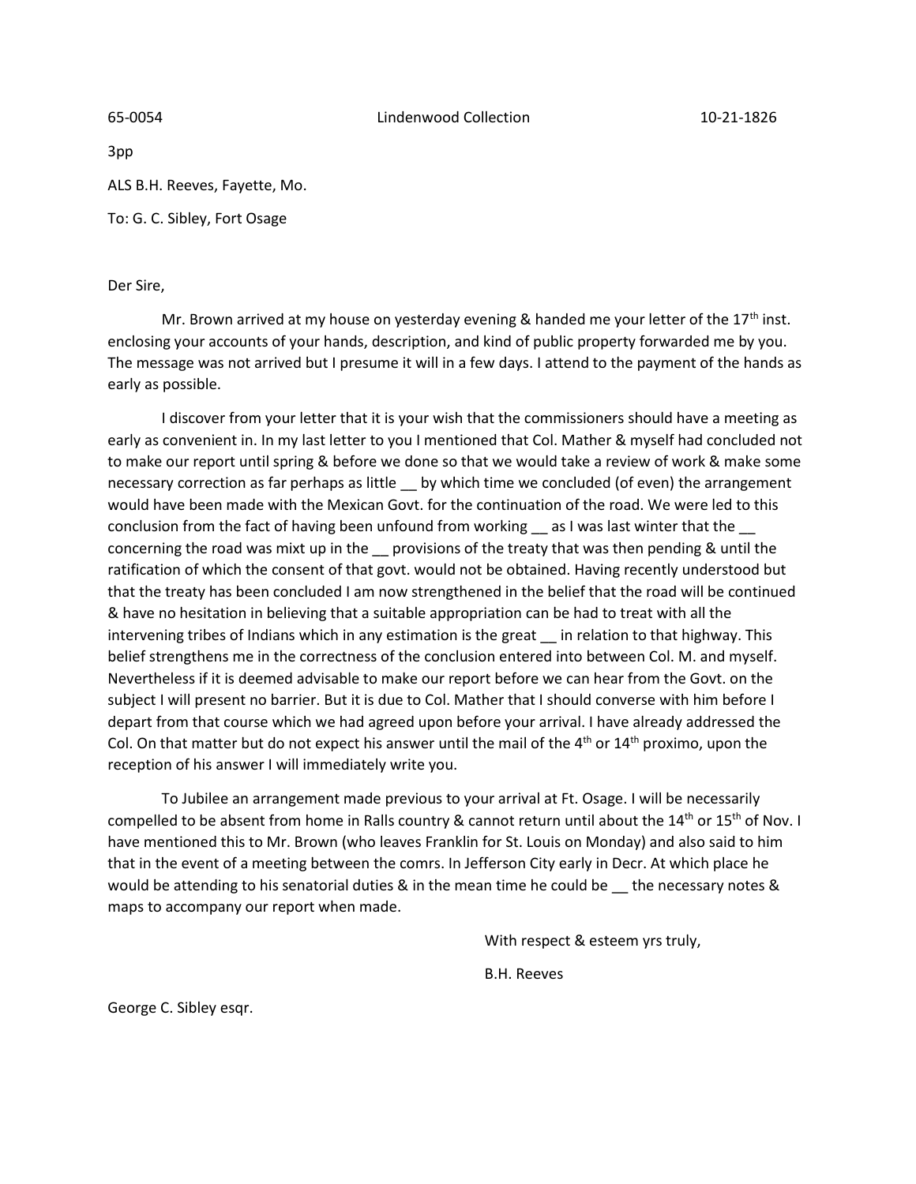65-0054 Lindenwood Collection 10-21-1826

3pp

ALS B.H. Reeves, Fayette, Mo.

To: G. C. Sibley, Fort Osage

Der Sire,

Mr. Brown arrived at my house on yesterday evening & handed me your letter of the 17th inst. enclosing your accounts of your hands, description, and kind of public property forwarded me by you. The message was not arrived but I presume it will in a few days. I attend to the payment of the hands as early as possible.

I discover from your letter that it is your wish that the commissioners should have a meeting as early as convenient in. In my last letter to you I mentioned that Col. Mather & myself had concluded not to make our report until spring & before we done so that we would take a review of work & make some necessary correction as far perhaps as little __ by which time we concluded (of even) the arrangement would have been made with the Mexican Govt. for the continuation of the road. We were led to this conclusion from the fact of having been unfound from working __ as I was last winter that the __ concerning the road was mixt up in the __ provisions of the treaty that was then pending & until the ratification of which the consent of that govt. would not be obtained. Having recently understood but that the treaty has been concluded I am now strengthened in the belief that the road will be continued & have no hesitation in believing that a suitable appropriation can be had to treat with all the intervening tribes of Indians which in any estimation is the great __ in relation to that highway. This belief strengthens me in the correctness of the conclusion entered into between Col. M. and myself. Nevertheless if it is deemed advisable to make our report before we can hear from the Govt. on the subject I will present no barrier. But it is due to Col. Mather that I should converse with him before I depart from that course which we had agreed upon before your arrival. I have already addressed the Col. On that matter but do not expect his answer until the mail of the 4th or 14th proximo, upon the reception of his answer I will immediately write you.

To Jubilee an arrangement made previous to your arrival at Ft. Osage. I will be necessarily compelled to be absent from home in Ralls country & cannot return until about the 14th or 15th of Nov. I have mentioned this to Mr. Brown (who leaves Franklin for St. Louis on Monday) and also said to him that in the event of a meeting between the comrs. In Jefferson City early in Decr. At which place he would be attending to his senatorial duties & in the mean time he could be __ the necessary notes & maps to accompany our report when made.

With respect & esteem yrs truly,

B.H. Reeves

George C. Sibley esqr.